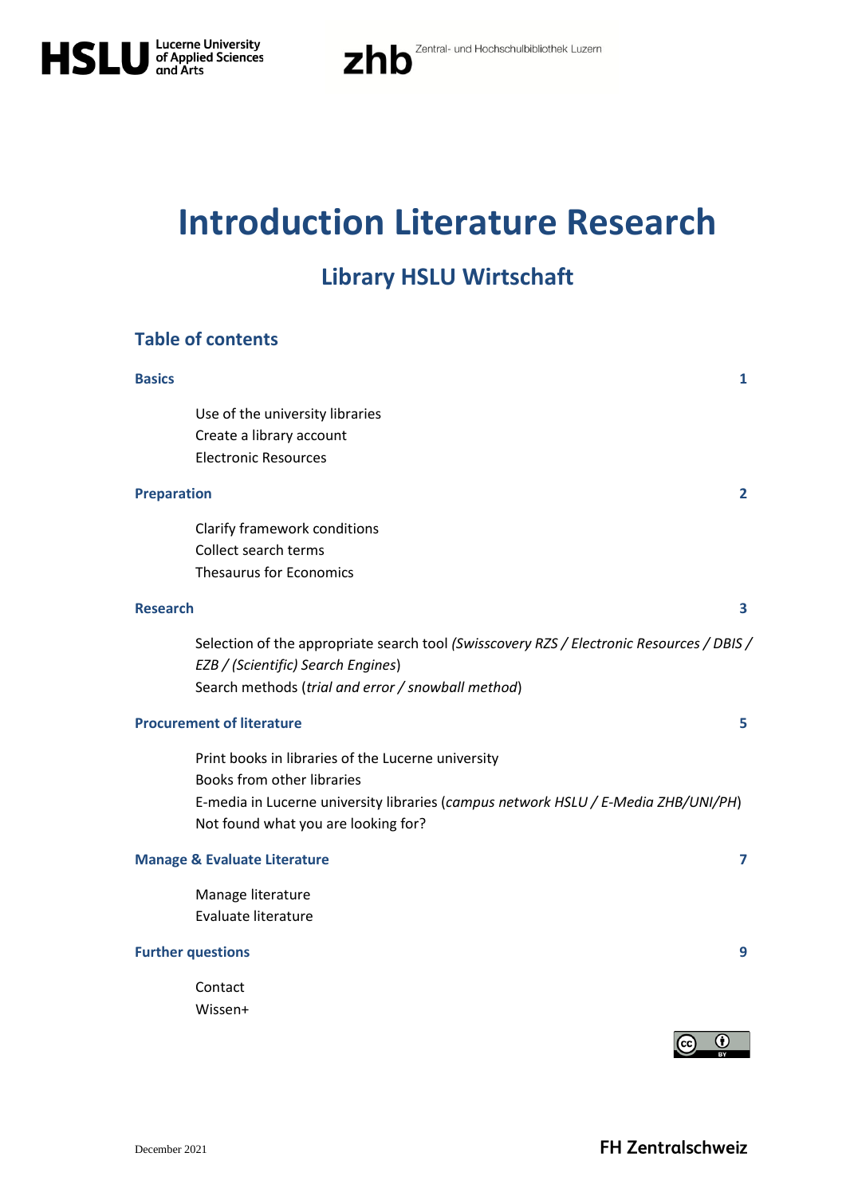# Introduction Literature Research

## Library HSLU Wirtschaft

### Table of contents

**Basics** 1

- Use of the university libraries
- Create a library account
- Electronic Resources

**Preparation** 2

- Clarify framework conditions
- Collect search terms
- Thesaurus for Economics

**Research** 3

- Selection of the appropriate search tool *(Swisscovery RZS / Electronic Resources / DBIS / EZB / (Scientific) Search Engines*)
- Search methods (*trial and error / snowball method*)

**Procurement of literature** 5

- Print books in libraries of the Lucerne university
- Books from other libraries
- E-media in Lucerne university libraries (*campus network HSLU / E-Media ZHB/UNI/PH*)
- Not found what you are looking for?

**Manage & Evaluate Literature** 7

- Manage literature
- Evaluate literature

**Further questions** 9

- Contact
- Wissen+

December 2021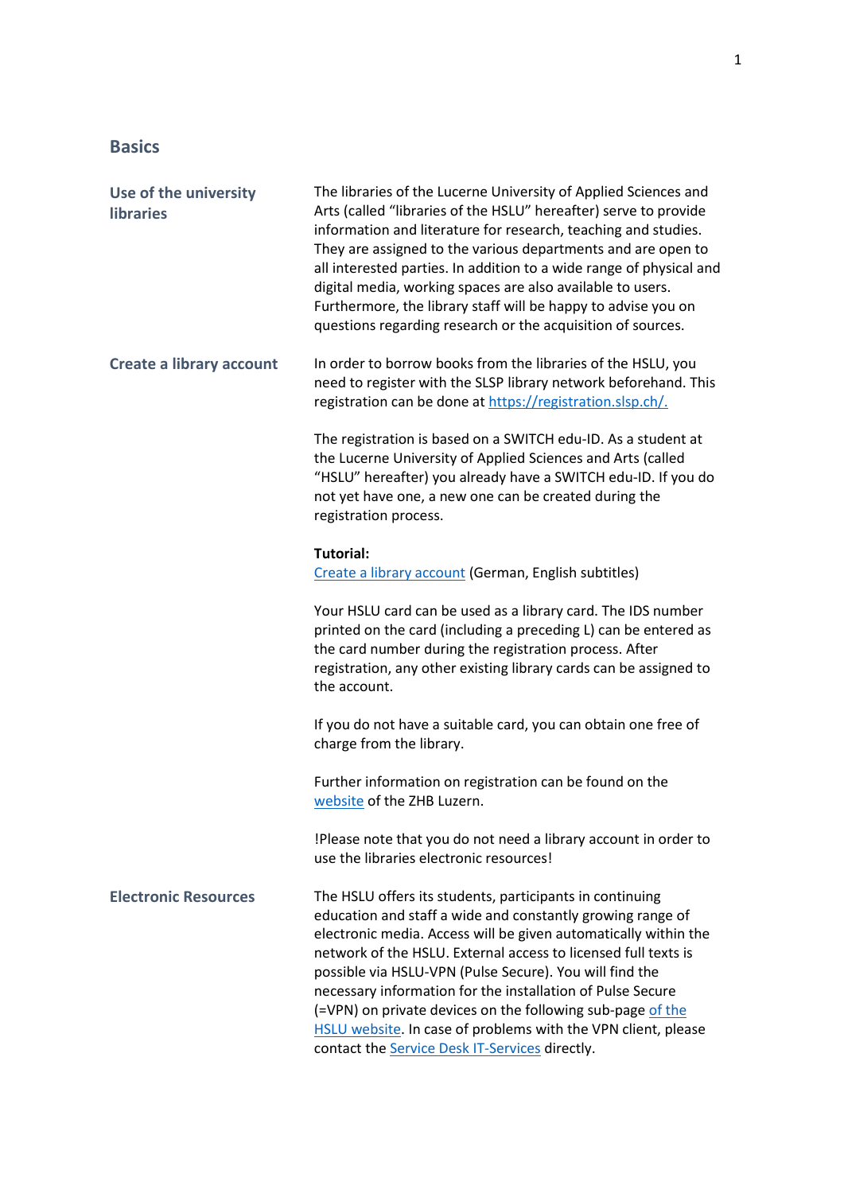## Basics

### Use of the university libraries

The libraries of the Lucerne University of Applied Sciences and Arts (called "libraries of the HSLU" hereafter) serve to provide information and literature for research, teaching and studies. They are assigned to the various departments and are open to all interested parties. In addition to a wide range of physical and digital media, working spaces are also available to users. Furthermore, the library staff will be happy to advise you on questions regarding research or the acquisition of sources.

### Create a library account

In order to borrow books from the libraries of the HSLU, you need to register with the SLSP library network beforehand. This registration can be done at https://registration.slsp.ch/.

The registration is based on a SWITCH edu-ID. As a student at the Lucerne University of Applied Sciences and Arts (called "HSLU" hereafter) you already have a SWITCH edu-ID. If you do not yet have one, a new one can be created during the registration process.

**Tutorial:**
Create a library account (German, English subtitles)

Your HSLU card can be used as a library card. The IDS number printed on the card (including a preceding L) can be entered as the card number during the registration process. After registration, any other existing library cards can be assigned to the account.

If you do not have a suitable card, you can obtain one free of charge from the library.

Further information on registration can be found on the website of the ZHB Luzern.

!Please note that you do not need a library account in order to use the libraries electronic resources!

### Electronic Resources

The HSLU offers its students, participants in continuing education and staff a wide and constantly growing range of electronic media. Access will be given automatically within the network of the HSLU. External access to licensed full texts is possible via HSLU-VPN (Pulse Secure). You will find the necessary information for the installation of Pulse Secure (=VPN) on private devices on the following sub-page of the HSLU website. In case of problems with the VPN client, please contact the Service Desk IT-Services directly.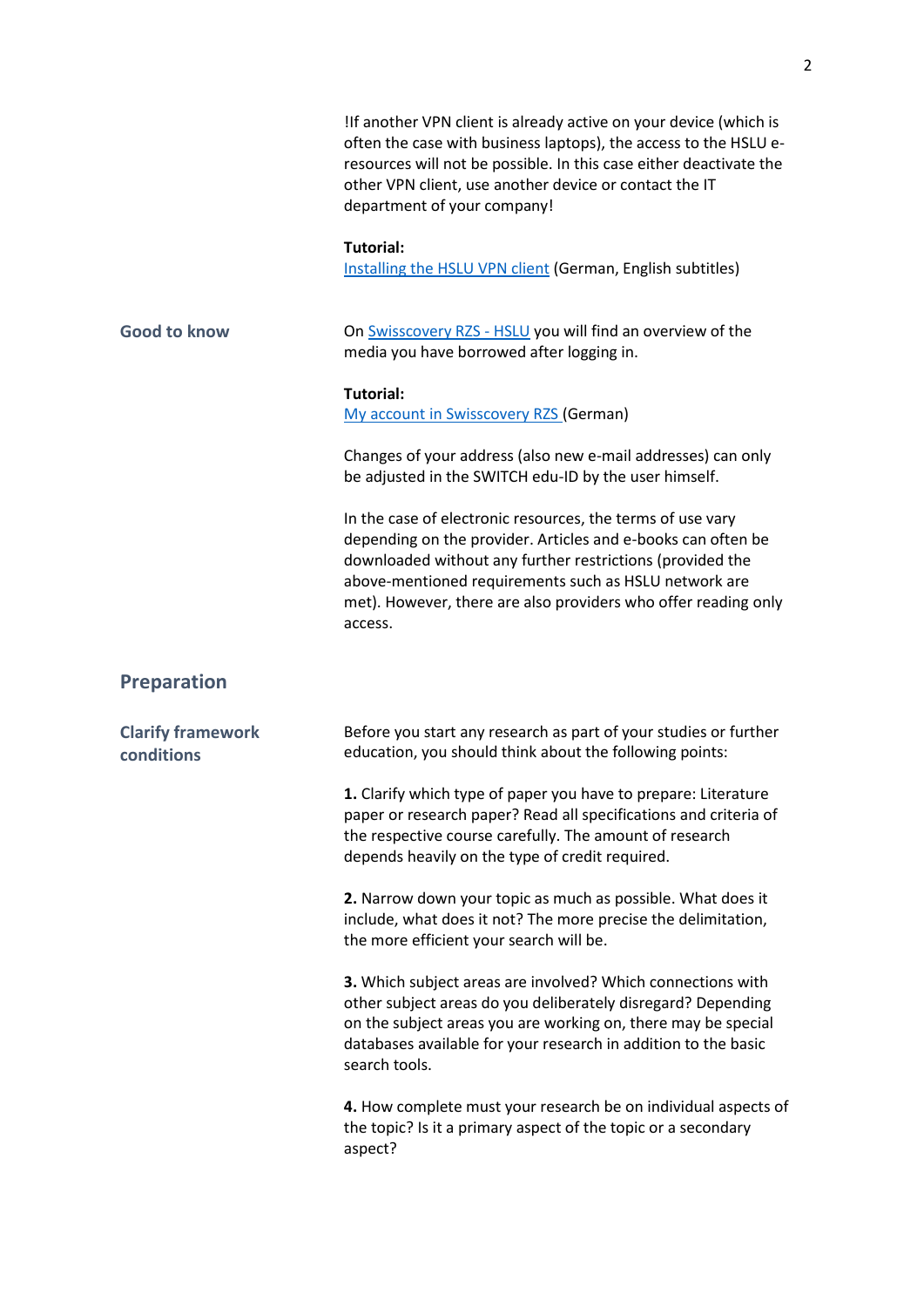!If another VPN client is already active on your device (which is often the case with business laptops), the access to the HSLU e-resources will not be possible. In this case either deactivate the other VPN client, use another device or contact the IT department of your company!

**Tutorial:**
Installing the HSLU VPN client (German, English subtitles)

### Good to know

On Swisscovery RZS - HSLU you will find an overview of the media you have borrowed after logging in.

**Tutorial:**
My account in Swisscovery RZS (German)

Changes of your address (also new e-mail addresses) can only be adjusted in the SWITCH edu-ID by the user himself.

In the case of electronic resources, the terms of use vary depending on the provider. Articles and e-books can often be downloaded without any further restrictions (provided the above-mentioned requirements such as HSLU network are met). However, there are also providers who offer reading only access.

## Preparation

### Clarify framework conditions

Before you start any research as part of your studies or further education, you should think about the following points:

**1.** Clarify which type of paper you have to prepare: Literature paper or research paper? Read all specifications and criteria of the respective course carefully. The amount of research depends heavily on the type of credit required.

**2.** Narrow down your topic as much as possible. What does it include, what does it not? The more precise the delimitation, the more efficient your search will be.

**3.** Which subject areas are involved? Which connections with other subject areas do you deliberately disregard? Depending on the subject areas you are working on, there may be special databases available for your research in addition to the basic search tools.

**4.** How complete must your research be on individual aspects of the topic? Is it a primary aspect of the topic or a secondary aspect?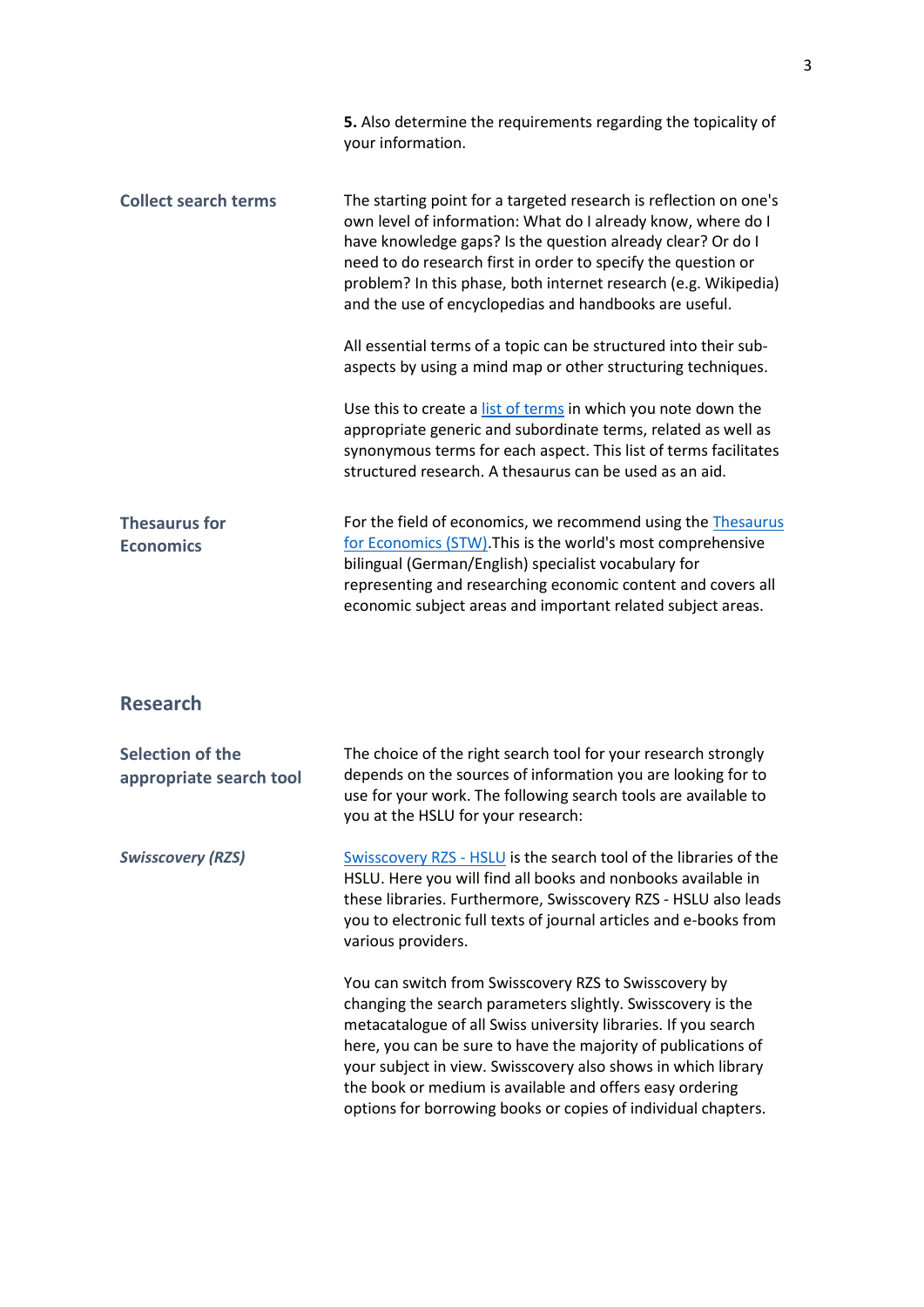**5.** Also determine the requirements regarding the topicality of your information.

### Collect search terms

The starting point for a targeted research is reflection on one's own level of information: What do I already know, where do I have knowledge gaps? Is the question already clear? Or do I need to do research first in order to specify the question or problem? In this phase, both internet research (e.g. Wikipedia) and the use of encyclopedias and handbooks are useful.

All essential terms of a topic can be structured into their sub-aspects by using a mind map or other structuring techniques.

Use this to create a list of terms in which you note down the appropriate generic and subordinate terms, related as well as synonymous terms for each aspect. This list of terms facilitates structured research. A thesaurus can be used as an aid.

### Thesaurus for Economics

For the field of economics, we recommend using the Thesaurus for Economics (STW).This is the world's most comprehensive bilingual (German/English) specialist vocabulary for representing and researching economic content and covers all economic subject areas and important related subject areas.

## Research

### Selection of the appropriate search tool

The choice of the right search tool for your research strongly depends on the sources of information you are looking for to use for your work. The following search tools are available to you at the HSLU for your research:

#### *Swisscovery (RZS)*

Swisscovery RZS - HSLU is the search tool of the libraries of the HSLU. Here you will find all books and nonbooks available in these libraries. Furthermore, Swisscovery RZS - HSLU also leads you to electronic full texts of journal articles and e-books from various providers.

You can switch from Swisscovery RZS to Swisscovery by changing the search parameters slightly. Swisscovery is the metacatalogue of all Swiss university libraries. If you search here, you can be sure to have the majority of publications of your subject in view. Swisscovery also shows in which library the book or medium is available and offers easy ordering options for borrowing books or copies of individual chapters.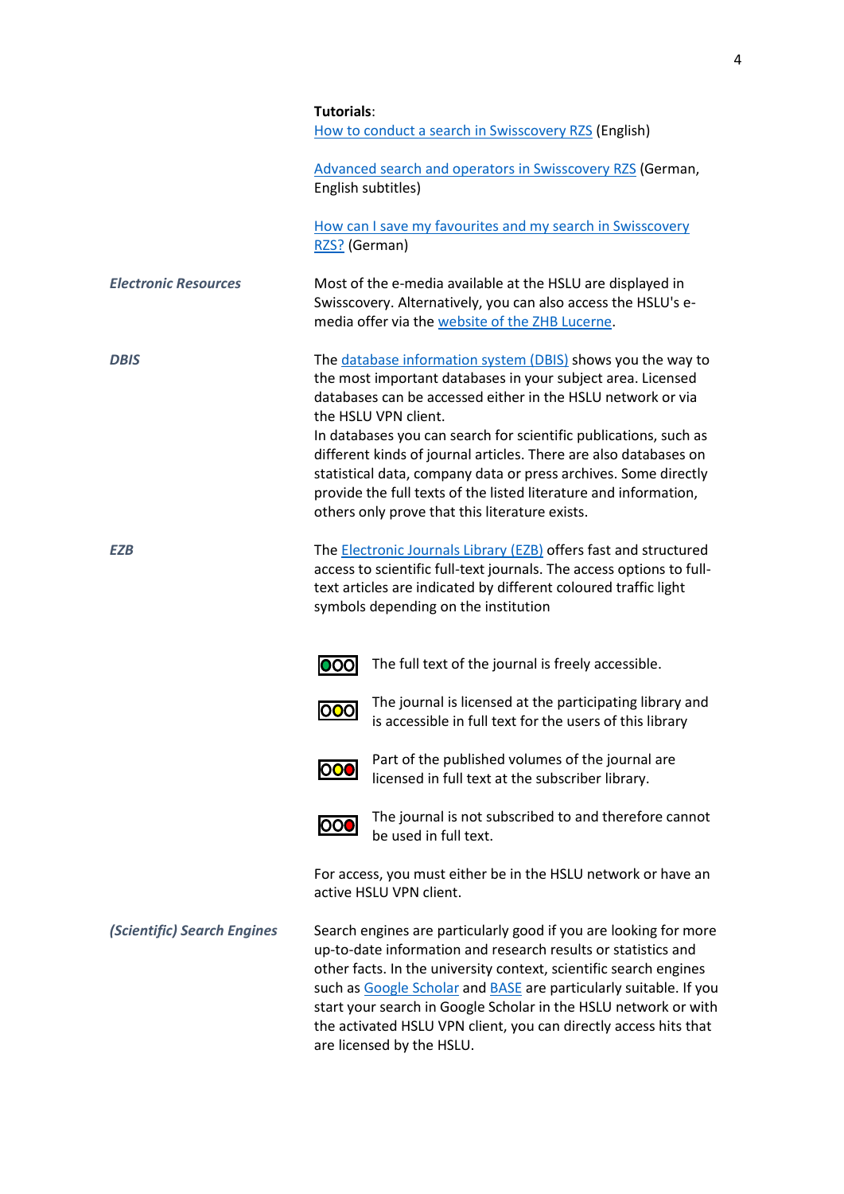**Tutorials**:
[How to conduct a search in Swisscovery RZS] (English)

[Advanced search and operators in Swisscovery RZS] (German, English subtitles)

[How can I save my favourites and my search in Swisscovery RZS?] (German)

***Electronic Resources***

Most of the e-media available at the HSLU are displayed in Swisscovery. Alternatively, you can also access the HSLU's e-media offer via the [website of the ZHB Lucerne].

***DBIS***

The [database information system (DBIS)] shows you the way to the most important databases in your subject area. Licensed databases can be accessed either in the HSLU network or via the HSLU VPN client.
In databases you can search for scientific publications, such as different kinds of journal articles. There are also databases on statistical data, company data or press archives. Some directly provide the full texts of the listed literature and information, others only prove that this literature exists.

***EZB***

The [Electronic Journals Library (EZB)] offers fast and structured access to scientific full-text journals. The access options to full-text articles are indicated by different coloured traffic light symbols depending on the institution

- (green) The full text of the journal is freely accessible.
- (yellow) The journal is licensed at the participating library and is accessible in full text for the users of this library
- (yellow/red) Part of the published volumes of the journal are licensed in full text at the subscriber library.
- (red) The journal is not subscribed to and therefore cannot be used in full text.

For access, you must either be in the HSLU network or have an active HSLU VPN client.

***(Scientific) Search Engines***

Search engines are particularly good if you are looking for more up-to-date information and research results or statistics and other facts. In the university context, scientific search engines such as [Google Scholar] and [BASE] are particularly suitable. If you start your search in Google Scholar in the HSLU network or with the activated HSLU VPN client, you can directly access hits that are licensed by the HSLU.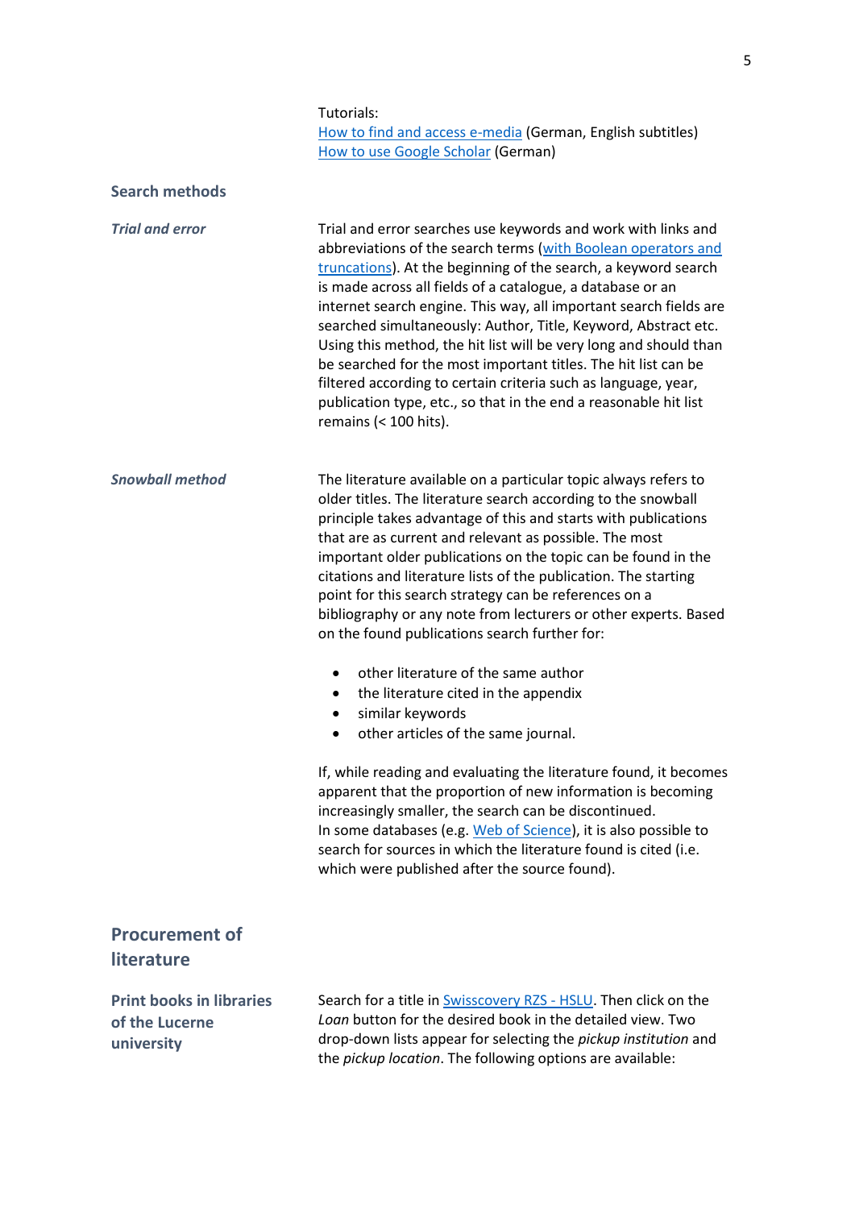Tutorials:
How to find and access e-media (German, English subtitles)
How to use Google Scholar (German)

## Search methods

### *Trial and error*

Trial and error searches use keywords and work with links and abbreviations of the search terms (with Boolean operators and truncations). At the beginning of the search, a keyword search is made across all fields of a catalogue, a database or an internet search engine. This way, all important search fields are searched simultaneously: Author, Title, Keyword, Abstract etc. Using this method, the hit list will be very long and should than be searched for the most important titles. The hit list can be filtered according to certain criteria such as language, year, publication type, etc., so that in the end a reasonable hit list remains (< 100 hits).

### *Snowball method*

The literature available on a particular topic always refers to older titles. The literature search according to the snowball principle takes advantage of this and starts with publications that are as current and relevant as possible. The most important older publications on the topic can be found in the citations and literature lists of the publication. The starting point for this search strategy can be references on a bibliography or any note from lecturers or other experts. Based on the found publications search further for:

- other literature of the same author
- the literature cited in the appendix
- similar keywords
- other articles of the same journal.

If, while reading and evaluating the literature found, it becomes apparent that the proportion of new information is becoming increasingly smaller, the search can be discontinued.
In some databases (e.g. Web of Science), it is also possible to search for sources in which the literature found is cited (i.e. which were published after the source found).

## Procurement of literature

### Print books in libraries of the Lucerne university

Search for a title in Swisscovery RZS - HSLU. Then click on the *Loan* button for the desired book in the detailed view. Two drop-down lists appear for selecting the *pickup institution* and the *pickup location*. The following options are available: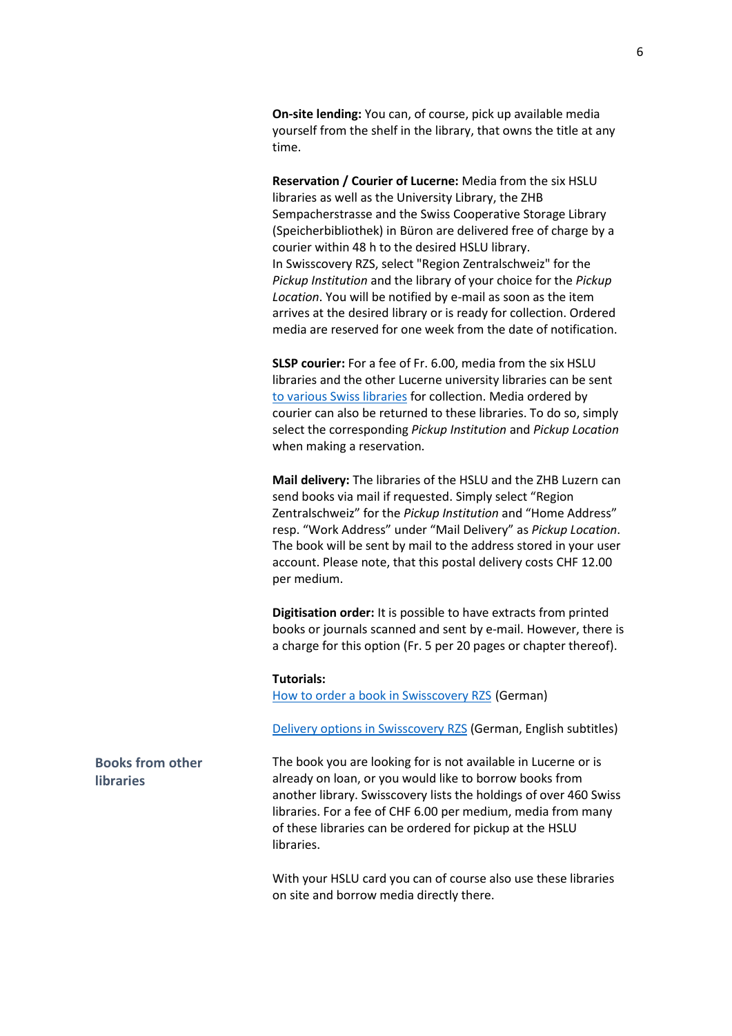**On-site lending:** You can, of course, pick up available media yourself from the shelf in the library, that owns the title at any time.

**Reservation / Courier of Lucerne:** Media from the six HSLU libraries as well as the University Library, the ZHB Sempacherstrasse and the Swiss Cooperative Storage Library (Speicherbibliothek) in Büron are delivered free of charge by a courier within 48 h to the desired HSLU library.
In Swisscovery RZS, select "Region Zentralschweiz" for the *Pickup Institution* and the library of your choice for the *Pickup Location*. You will be notified by e-mail as soon as the item arrives at the desired library or is ready for collection. Ordered media are reserved for one week from the date of notification.

**SLSP courier:** For a fee of Fr. 6.00, media from the six HSLU libraries and the other Lucerne university libraries can be sent to various Swiss libraries for collection. Media ordered by courier can also be returned to these libraries. To do so, simply select the corresponding *Pickup Institution* and *Pickup Location* when making a reservation.

**Mail delivery:** The libraries of the HSLU and the ZHB Luzern can send books via mail if requested. Simply select "Region Zentralschweiz" for the *Pickup Institution* and "Home Address" resp. "Work Address" under "Mail Delivery" as *Pickup Location*. The book will be sent by mail to the address stored in your user account. Please note, that this postal delivery costs CHF 12.00 per medium.

**Digitisation order:** It is possible to have extracts from printed books or journals scanned and sent by e-mail. However, there is a charge for this option (Fr. 5 per 20 pages or chapter thereof).

**Tutorials:**
How to order a book in Swisscovery RZS (German)

Delivery options in Swisscovery RZS (German, English subtitles)

## Books from other libraries

The book you are looking for is not available in Lucerne or is already on loan, or you would like to borrow books from another library. Swisscovery lists the holdings of over 460 Swiss libraries. For a fee of CHF 6.00 per medium, media from many of these libraries can be ordered for pickup at the HSLU libraries.

With your HSLU card you can of course also use these libraries on site and borrow media directly there.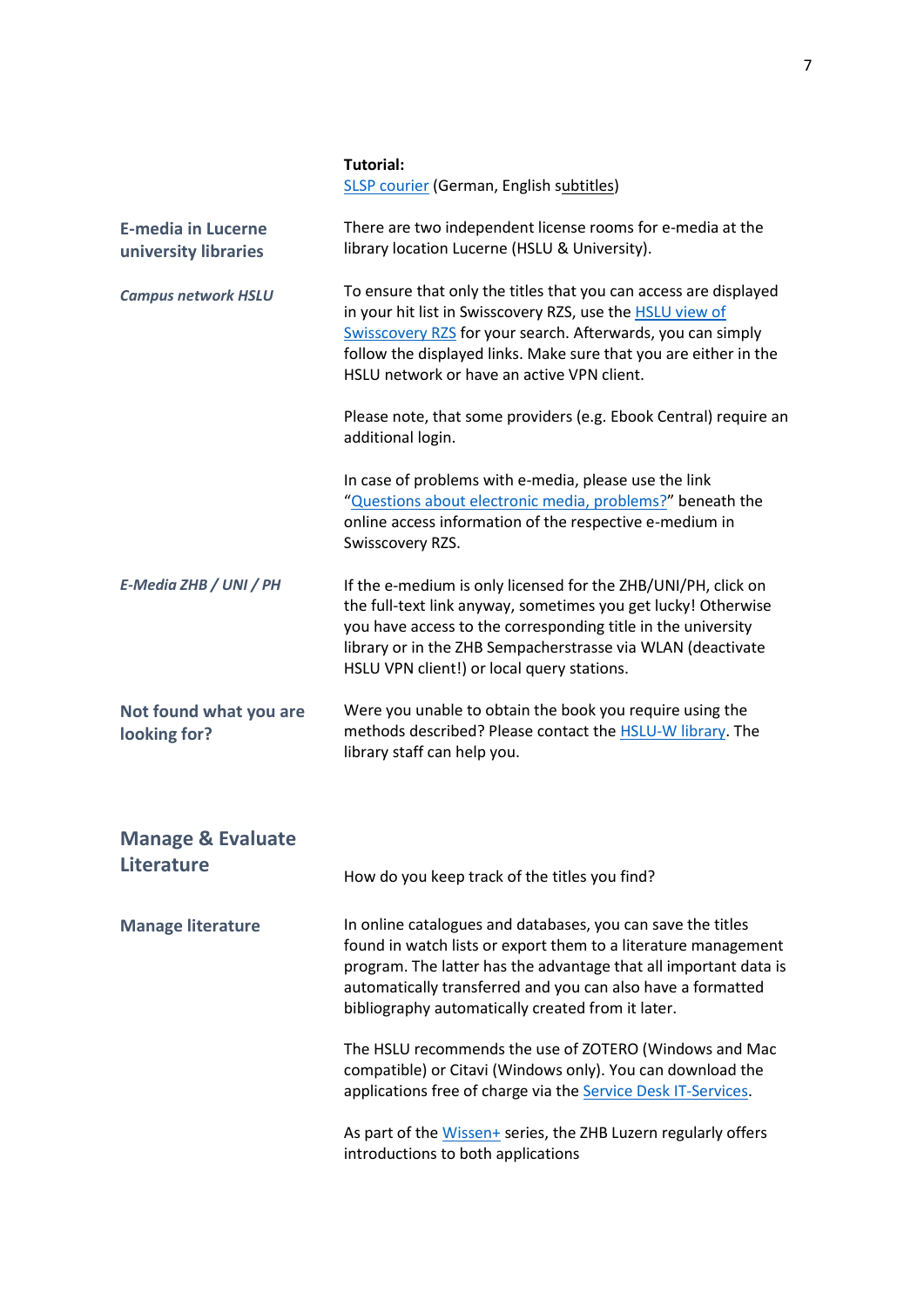**Tutorial:**
SLSP courier (German, English subtitles)

## E-media in Lucerne university libraries

There are two independent license rooms for e-media at the library location Lucerne (HSLU & University).

***Campus network HSLU***

To ensure that only the titles that you can access are displayed in your hit list in Swisscovery RZS, use the HSLU view of Swisscovery RZS for your search. Afterwards, you can simply follow the displayed links. Make sure that you are either in the HSLU network or have an active VPN client.

Please note, that some providers (e.g. Ebook Central) require an additional login.

In case of problems with e-media, please use the link "Questions about electronic media, problems?" beneath the online access information of the respective e-medium in Swisscovery RZS.

***E-Media ZHB / UNI / PH***

If the e-medium is only licensed for the ZHB/UNI/PH, click on the full-text link anyway, sometimes you get lucky! Otherwise you have access to the corresponding title in the university library or in the ZHB Sempacherstrasse via WLAN (deactivate HSLU VPN client!) or local query stations.

## Not found what you are looking for?

Were you unable to obtain the book you require using the methods described? Please contact the HSLU-W library. The library staff can help you.

# Manage & Evaluate Literature

How do you keep track of the titles you find?

## Manage literature

In online catalogues and databases, you can save the titles found in watch lists or export them to a literature management program. The latter has the advantage that all important data is automatically transferred and you can also have a formatted bibliography automatically created from it later.

The HSLU recommends the use of ZOTERO (Windows and Mac compatible) or Citavi (Windows only). You can download the applications free of charge via the Service Desk IT-Services.

As part of the Wissen+ series, the ZHB Luzern regularly offers introductions to both applications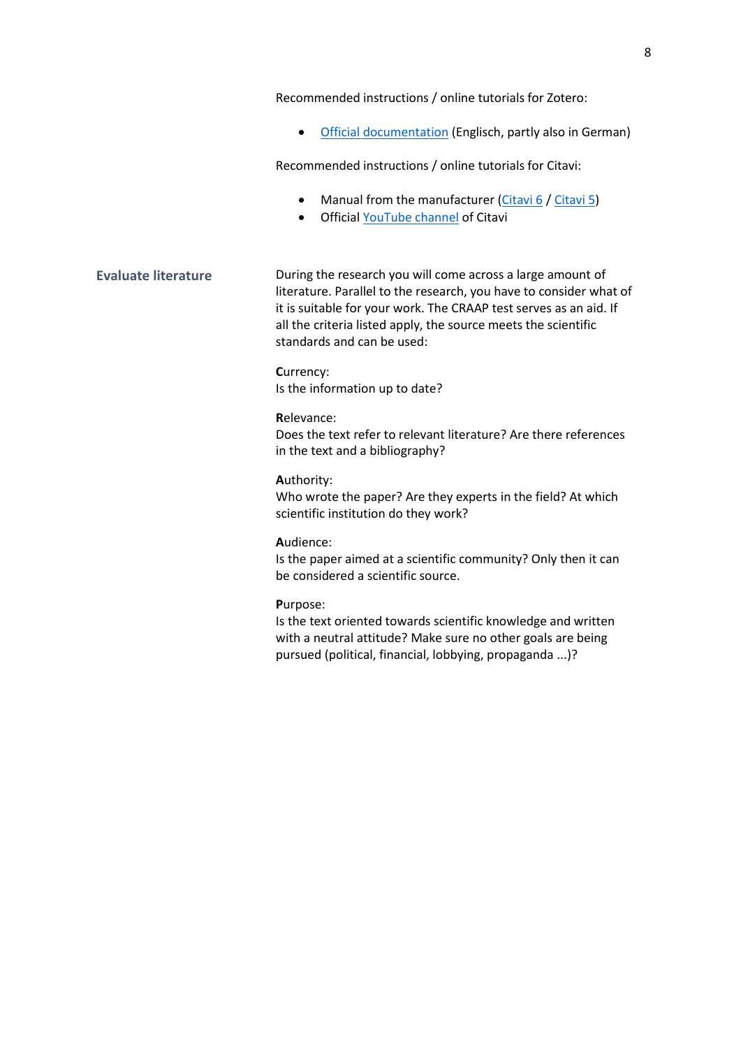Recommended instructions / online tutorials for Zotero:

- Official documentation (Englisch, partly also in German)

Recommended instructions / online tutorials for Citavi:

- Manual from the manufacturer (Citavi 6 / Citavi 5)
- Official YouTube channel of Citavi

## Evaluate literature

During the research you will come across a large amount of literature. Parallel to the research, you have to consider what of it is suitable for your work. The CRAAP test serves as an aid. If all the criteria listed apply, the source meets the scientific standards and can be used:

**C**urrency:
Is the information up to date?

**R**elevance:
Does the text refer to relevant literature? Are there references in the text and a bibliography?

**A**uthority:
Who wrote the paper? Are they experts in the field? At which scientific institution do they work?

**A**udience:
Is the paper aimed at a scientific community? Only then it can be considered a scientific source.

**P**urpose:
Is the text oriented towards scientific knowledge and written with a neutral attitude? Make sure no other goals are being pursued (political, financial, lobbying, propaganda ...)?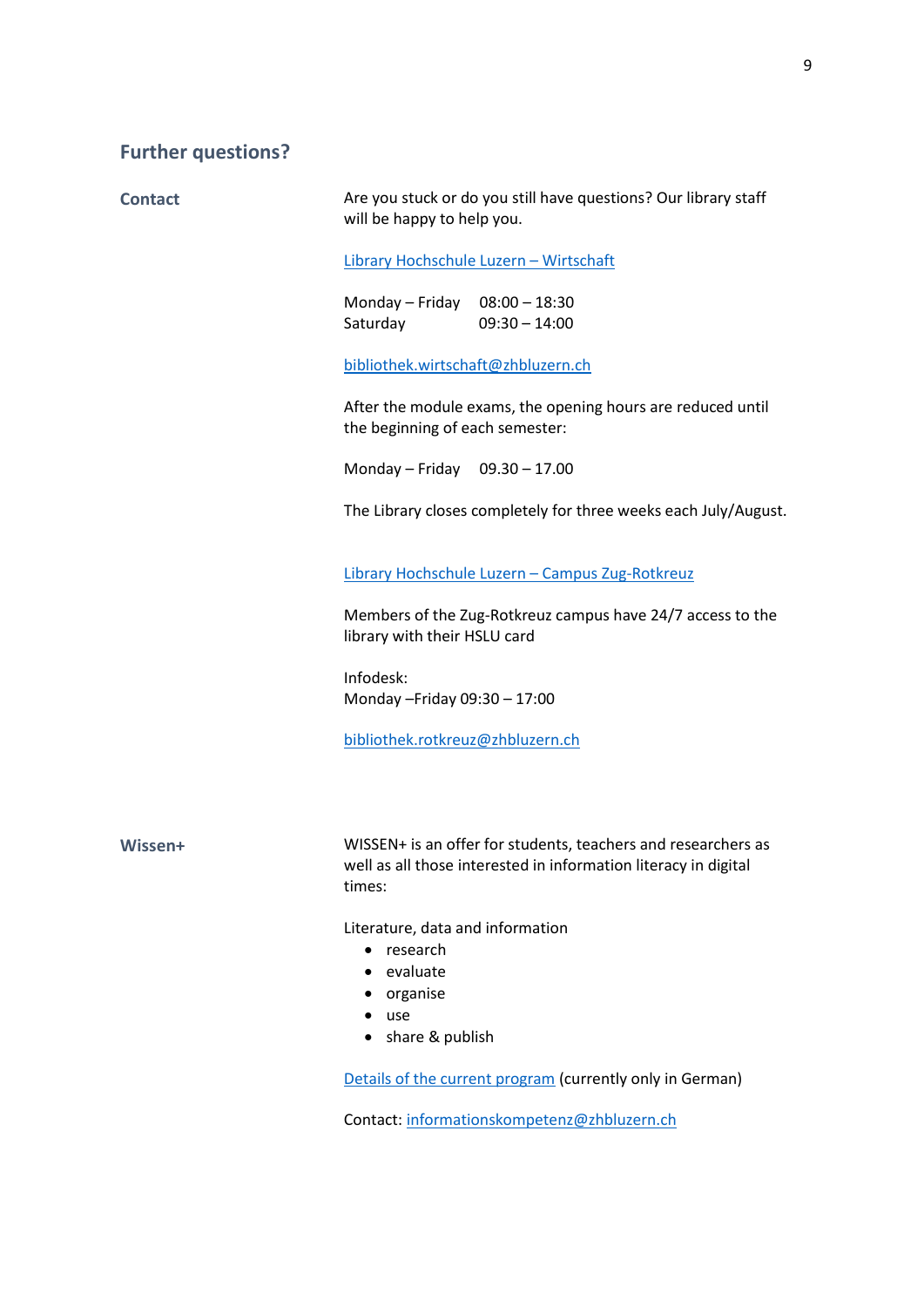## Further questions?

**Contact**

Are you stuck or do you still have questions? Our library staff will be happy to help you.

[Library Hochschule Luzern – Wirtschaft]()

| | |
|---|---|
| Monday – Friday | 08:00 – 18:30 |
| Saturday | 09:30 – 14:00 |

[bibliothek.wirtschaft@zhbluzern.ch](mailto:bibliothek.wirtschaft@zhbluzern.ch)

After the module exams, the opening hours are reduced until the beginning of each semester:

Monday – Friday 09.30 – 17.00

The Library closes completely for three weeks each July/August.

[Library Hochschule Luzern – Campus Zug-Rotkreuz]()

Members of the Zug-Rotkreuz campus have 24/7 access to the library with their HSLU card

Infodesk:
Monday –Friday 09:30 – 17:00

[bibliothek.rotkreuz@zhbluzern.ch](mailto:bibliothek.rotkreuz@zhbluzern.ch)

**Wissen+**

WISSEN+ is an offer for students, teachers and researchers as well as all those interested in information literacy in digital times:

Literature, data and information

- research
- evaluate
- organise
- use
- share & publish

[Details of the current program]() (currently only in German)

Contact: [informationskompetenz@zhbluzern.ch](mailto:informationskompetenz@zhbluzern.ch)